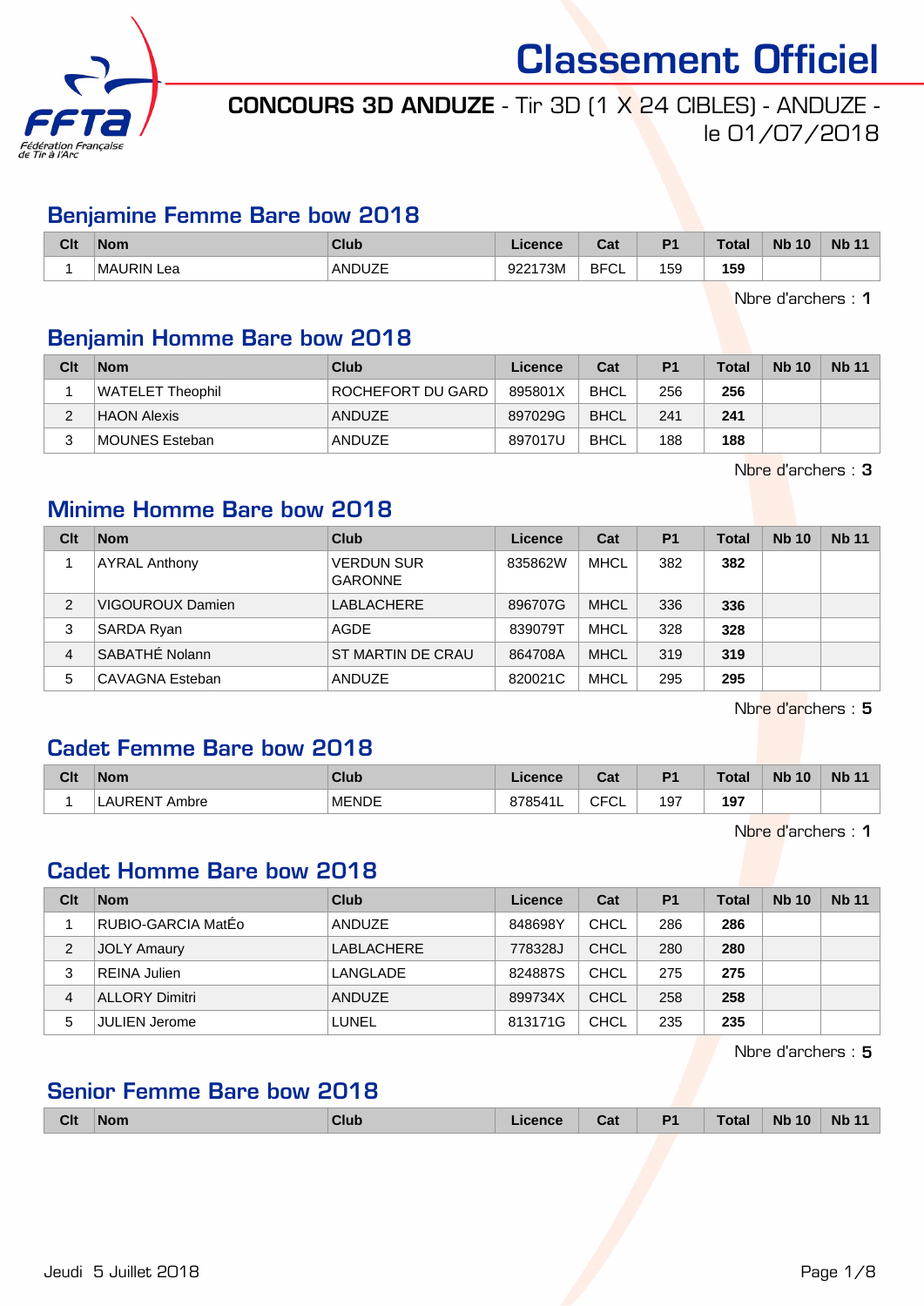# Classement Officiel

**CONCOURS 3D ANDUZE** - Tir 3D (1 X 24 CIBLES) - ANDUZE - le 01/07/2018

## Benjamine Femme Bare bow 2018

| Clt | Nom | Club | Licence | Cat | P1 | Total | Nb 10 | Nb 11 |
|---|---|---|---|---|---|---|---|---|
| 1 | MAURIN Lea | ANDUZE | 922173M | BFCL | 159 | **159** | | |

Nbre d'archers : **1**

## Benjamin Homme Bare bow 2018

| Clt | Nom | Club | Licence | Cat | P1 | Total | Nb 10 | Nb 11 |
|---|---|---|---|---|---|---|---|---|
| 1 | WATELET Theophil | ROCHEFORT DU GARD | 895801X | BHCL | 256 | **256** | | |
| 2 | HAON Alexis | ANDUZE | 897029G | BHCL | 241 | **241** | | |
| 3 | MOUNES Esteban | ANDUZE | 897017U | BHCL | 188 | **188** | | |

Nbre d'archers : **3**

## Minime Homme Bare bow 2018

| Clt | Nom | Club | Licence | Cat | P1 | Total | Nb 10 | Nb 11 |
|---|---|---|---|---|---|---|---|---|
| 1 | AYRAL Anthony | VERDUN SUR GARONNE | 835862W | MHCL | 382 | **382** | | |
| 2 | VIGOUROUX Damien | LABLACHERE | 896707G | MHCL | 336 | **336** | | |
| 3 | SARDA Ryan | AGDE | 839079T | MHCL | 328 | **328** | | |
| 4 | SABATHÉ Nolann | ST MARTIN DE CRAU | 864708A | MHCL | 319 | **319** | | |
| 5 | CAVAGNA Esteban | ANDUZE | 820021C | MHCL | 295 | **295** | | |

Nbre d'archers : **5**

## Cadet Femme Bare bow 2018

| Clt | Nom | Club | Licence | Cat | P1 | Total | Nb 10 | Nb 11 |
|---|---|---|---|---|---|---|---|---|
| 1 | LAURENT Ambre | MENDE | 878541L | CFCL | 197 | **197** | | |

Nbre d'archers : **1**

## Cadet Homme Bare bow 2018

| Clt | Nom | Club | Licence | Cat | P1 | Total | Nb 10 | Nb 11 |
|---|---|---|---|---|---|---|---|---|
| 1 | RUBIO-GARCIA MatÉo | ANDUZE | 848698Y | CHCL | 286 | **286** | | |
| 2 | JOLY Amaury | LABLACHERE | 778328J | CHCL | 280 | **280** | | |
| 3 | REINA Julien | LANGLADE | 824887S | CHCL | 275 | **275** | | |
| 4 | ALLORY Dimitri | ANDUZE | 899734X | CHCL | 258 | **258** | | |
| 5 | JULIEN Jerome | LUNEL | 813171G | CHCL | 235 | **235** | | |

Nbre d'archers : **5**

## Senior Femme Bare bow 2018

| Clt | Nom | Club | Licence | Cat | P1 | Total | Nb 10 | Nb 11 |
|---|---|---|---|---|---|---|---|---|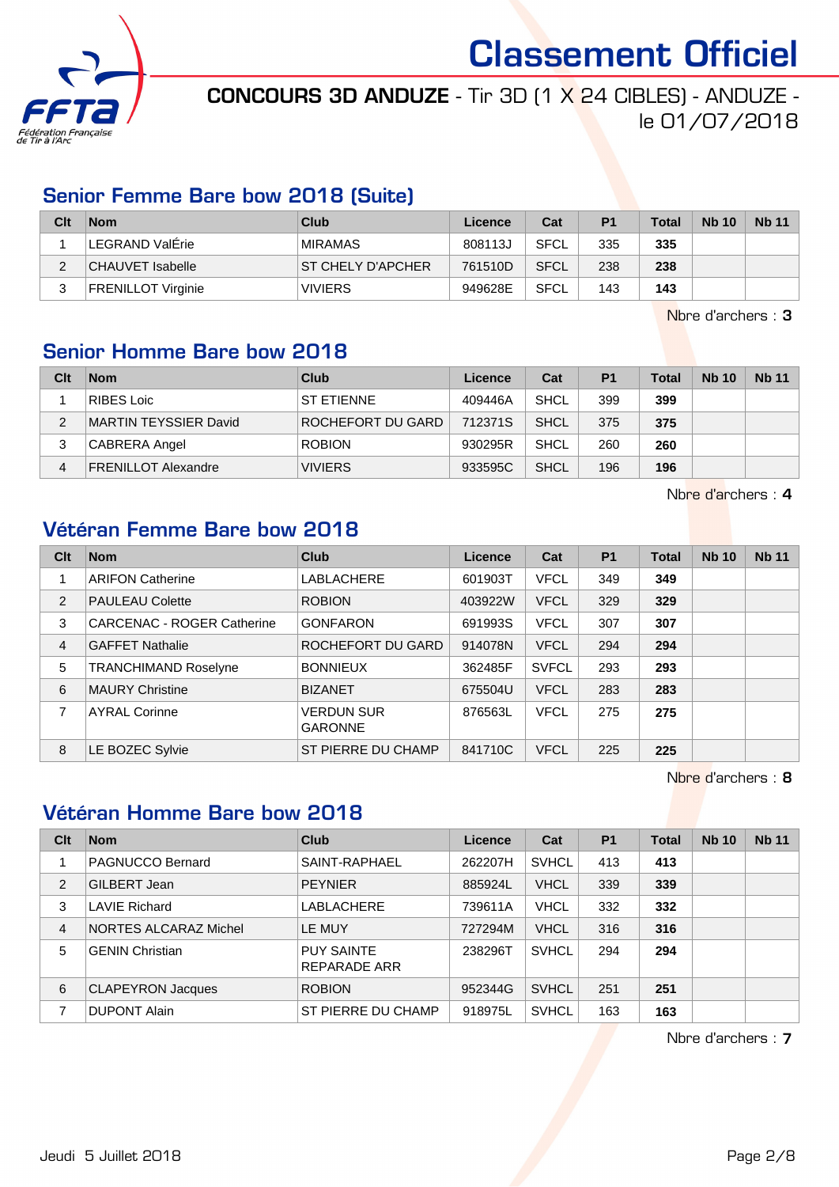# Classement Officiel

**CONCOURS 3D ANDUZE** - Tir 3D (1 X 24 CIBLES) - ANDUZE - le 01/07/2018

## Senior Femme Bare bow 2018 (Suite)

| Clt | Nom | Club | Licence | Cat | P1 | Total | Nb 10 | Nb 11 |
|---|---|---|---|---|---|---|---|---|
| 1 | LEGRAND ValÉrie | MIRAMAS | 808113J | SFCL | 335 | **335** | | |
| 2 | CHAUVET Isabelle | ST CHELY D'APCHER | 761510D | SFCL | 238 | **238** | | |
| 3 | FRENILLOT Virginie | VIVIERS | 949628E | SFCL | 143 | **143** | | |

Nbre d'archers : **3**

## Senior Homme Bare bow 2018

| Clt | Nom | Club | Licence | Cat | P1 | Total | Nb 10 | Nb 11 |
|---|---|---|---|---|---|---|---|---|
| 1 | RIBES Loic | ST ETIENNE | 409446A | SHCL | 399 | **399** | | |
| 2 | MARTIN TEYSSIER David | ROCHEFORT DU GARD | 712371S | SHCL | 375 | **375** | | |
| 3 | CABRERA Angel | ROBION | 930295R | SHCL | 260 | **260** | | |
| 4 | FRENILLOT Alexandre | VIVIERS | 933595C | SHCL | 196 | **196** | | |

Nbre d'archers : **4**

## Vétéran Femme Bare bow 2018

| Clt | Nom | Club | Licence | Cat | P1 | Total | Nb 10 | Nb 11 |
|---|---|---|---|---|---|---|---|---|
| 1 | ARIFON Catherine | LABLACHERE | 601903T | VFCL | 349 | **349** | | |
| 2 | PAULEAU Colette | ROBION | 403922W | VFCL | 329 | **329** | | |
| 3 | CARCENAC - ROGER Catherine | GONFARON | 691993S | VFCL | 307 | **307** | | |
| 4 | GAFFET Nathalie | ROCHEFORT DU GARD | 914078N | VFCL | 294 | **294** | | |
| 5 | TRANCHIMAND Roselyne | BONNIEUX | 362485F | SVFCL | 293 | **293** | | |
| 6 | MAURY Christine | BIZANET | 675504U | VFCL | 283 | **283** | | |
| 7 | AYRAL Corinne | VERDUN SUR GARONNE | 876563L | VFCL | 275 | **275** | | |
| 8 | LE BOZEC Sylvie | ST PIERRE DU CHAMP | 841710C | VFCL | 225 | **225** | | |

Nbre d'archers : **8**

## Vétéran Homme Bare bow 2018

| Clt | Nom | Club | Licence | Cat | P1 | Total | Nb 10 | Nb 11 |
|---|---|---|---|---|---|---|---|---|
| 1 | PAGNUCCO Bernard | SAINT-RAPHAEL | 262207H | SVHCL | 413 | **413** | | |
| 2 | GILBERT Jean | PEYNIER | 885924L | VHCL | 339 | **339** | | |
| 3 | LAVIE Richard | LABLACHERE | 739611A | VHCL | 332 | **332** | | |
| 4 | NORTES ALCARAZ Michel | LE MUY | 727294M | VHCL | 316 | **316** | | |
| 5 | GENIN Christian | PUY SAINTE REPARADE ARR | 238296T | SVHCL | 294 | **294** | | |
| 6 | CLAPEYRON Jacques | ROBION | 952344G | SVHCL | 251 | **251** | | |
| 7 | DUPONT Alain | ST PIERRE DU CHAMP | 918975L | SVHCL | 163 | **163** | | |

Nbre d'archers : **7**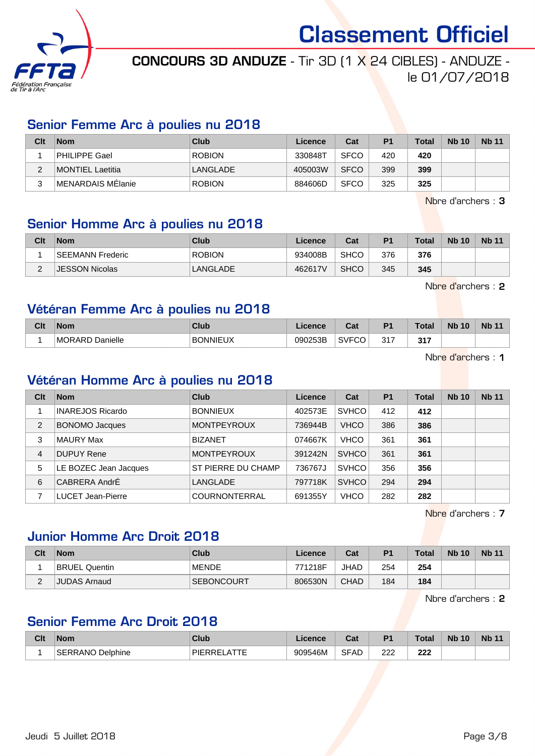# Classement Officiel

**CONCOURS 3D ANDUZE** - Tir 3D (1 X 24 CIBLES) - ANDUZE - le 01/07/2018

## Senior Femme Arc à poulies nu 2018

| Clt | Nom | Club | Licence | Cat | P1 | Total | Nb 10 | Nb 11 |
|---|---|---|---|---|---|---|---|---|
| 1 | PHILIPPE Gael | ROBION | 330848T | SFCO | 420 | **420** | | |
| 2 | MONTIEL Laetitia | LANGLADE | 405003W | SFCO | 399 | **399** | | |
| 3 | MENARDAIS MÉlanie | ROBION | 884606D | SFCO | 325 | **325** | | |

Nbre d'archers : **3**

## Senior Homme Arc à poulies nu 2018

| Clt | Nom | Club | Licence | Cat | P1 | Total | Nb 10 | Nb 11 |
|---|---|---|---|---|---|---|---|---|
| 1 | SEEMANN Frederic | ROBION | 934008B | SHCO | 376 | **376** | | |
| 2 | JESSON Nicolas | LANGLADE | 462617V | SHCO | 345 | **345** | | |

Nbre d'archers : **2**

## Vétéran Femme Arc à poulies nu 2018

| Clt | Nom | Club | Licence | Cat | P1 | Total | Nb 10 | Nb 11 |
|---|---|---|---|---|---|---|---|---|
| 1 | MORARD Danielle | BONNIEUX | 090253B | SVFCO | 317 | **317** | | |

Nbre d'archers : **1**

## Vétéran Homme Arc à poulies nu 2018

| Clt | Nom | Club | Licence | Cat | P1 | Total | Nb 10 | Nb 11 |
|---|---|---|---|---|---|---|---|---|
| 1 | INAREJOS Ricardo | BONNIEUX | 402573E | SVHCO | 412 | **412** | | |
| 2 | BONOMO Jacques | MONTPEYROUX | 736944B | VHCO | 386 | **386** | | |
| 3 | MAURY Max | BIZANET | 074667K | VHCO | 361 | **361** | | |
| 4 | DUPUY Rene | MONTPEYROUX | 391242N | SVHCO | 361 | **361** | | |
| 5 | LE BOZEC Jean Jacques | ST PIERRE DU CHAMP | 736767J | SVHCO | 356 | **356** | | |
| 6 | CABRERA AndrÉ | LANGLADE | 797718K | SVHCO | 294 | **294** | | |
| 7 | LUCET Jean-Pierre | COURNONTERRAL | 691355Y | VHCO | 282 | **282** | | |

Nbre d'archers : **7**

## Junior Homme Arc Droit 2018

| Clt | Nom | Club | Licence | Cat | P1 | Total | Nb 10 | Nb 11 |
|---|---|---|---|---|---|---|---|---|
| 1 | BRUEL Quentin | MENDE | 771218F | JHAD | 254 | **254** | | |
| 2 | JUDAS Arnaud | SEBONCOURT | 806530N | CHAD | 184 | **184** | | |

Nbre d'archers : **2**

## Senior Femme Arc Droit 2018

| Clt | Nom | Club | Licence | Cat | P1 | Total | Nb 10 | Nb 11 |
|---|---|---|---|---|---|---|---|---|
| 1 | SERRANO Delphine | PIERRELATTE | 909546M | SFAD | 222 | **222** | | |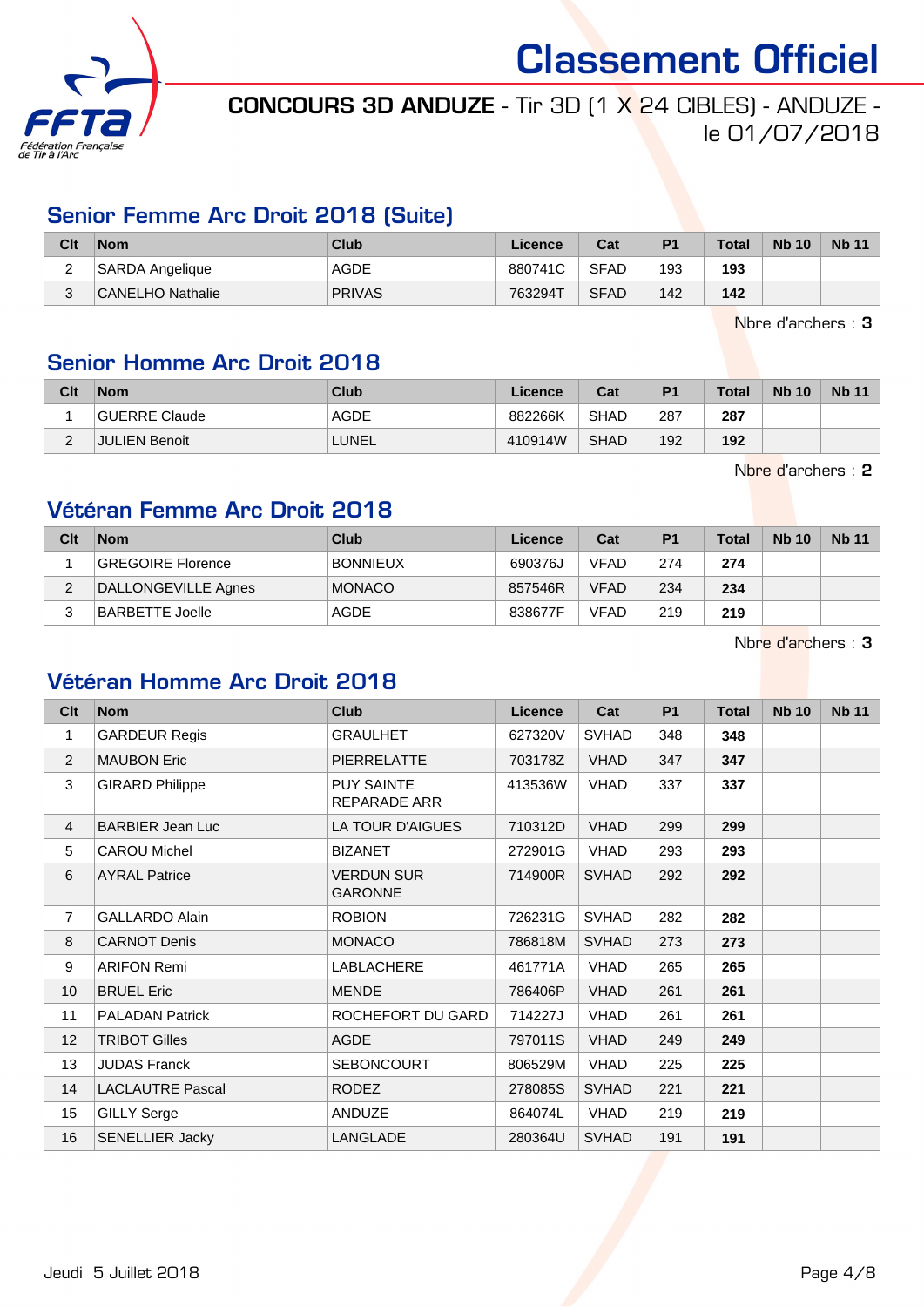# Classement Officiel

**CONCOURS 3D ANDUZE** - Tir 3D (1 X 24 CIBLES) - ANDUZE - le 01/07/2018

## Senior Femme Arc Droit 2018 (Suite)

| Clt | Nom | Club | Licence | Cat | P1 | Total | Nb 10 | Nb 11 |
|---|---|---|---|---|---|---|---|---|
| 2 | SARDA Angelique | AGDE | 880741C | SFAD | 193 | **193** | | |
| 3 | CANELHO Nathalie | PRIVAS | 763294T | SFAD | 142 | **142** | | |

Nbre d'archers : **3**

## Senior Homme Arc Droit 2018

| Clt | Nom | Club | Licence | Cat | P1 | Total | Nb 10 | Nb 11 |
|---|---|---|---|---|---|---|---|---|
| 1 | GUERRE Claude | AGDE | 882266K | SHAD | 287 | **287** | | |
| 2 | JULIEN Benoit | LUNEL | 410914W | SHAD | 192 | **192** | | |

Nbre d'archers : **2**

## Vétéran Femme Arc Droit 2018

| Clt | Nom | Club | Licence | Cat | P1 | Total | Nb 10 | Nb 11 |
|---|---|---|---|---|---|---|---|---|
| 1 | GREGOIRE Florence | BONNIEUX | 690376J | VFAD | 274 | **274** | | |
| 2 | DALLONGEVILLE Agnes | MONACO | 857546R | VFAD | 234 | **234** | | |
| 3 | BARBETTE Joelle | AGDE | 838677F | VFAD | 219 | **219** | | |

Nbre d'archers : **3**

## Vétéran Homme Arc Droit 2018

| Clt | Nom | Club | Licence | Cat | P1 | Total | Nb 10 | Nb 11 |
|---|---|---|---|---|---|---|---|---|
| 1 | GARDEUR Regis | GRAULHET | 627320V | SVHAD | 348 | **348** | | |
| 2 | MAUBON Eric | PIERRELATTE | 703178Z | VHAD | 347 | **347** | | |
| 3 | GIRARD Philippe | PUY SAINTE REPARADE ARR | 413536W | VHAD | 337 | **337** | | |
| 4 | BARBIER Jean Luc | LA TOUR D'AIGUES | 710312D | VHAD | 299 | **299** | | |
| 5 | CAROU Michel | BIZANET | 272901G | VHAD | 293 | **293** | | |
| 6 | AYRAL Patrice | VERDUN SUR GARONNE | 714900R | SVHAD | 292 | **292** | | |
| 7 | GALLARDO Alain | ROBION | 726231G | SVHAD | 282 | **282** | | |
| 8 | CARNOT Denis | MONACO | 786818M | SVHAD | 273 | **273** | | |
| 9 | ARIFON Remi | LABLACHERE | 461771A | VHAD | 265 | **265** | | |
| 10 | BRUEL Eric | MENDE | 786406P | VHAD | 261 | **261** | | |
| 11 | PALADAN Patrick | ROCHEFORT DU GARD | 714227J | VHAD | 261 | **261** | | |
| 12 | TRIBOT Gilles | AGDE | 797011S | VHAD | 249 | **249** | | |
| 13 | JUDAS Franck | SEBONCOURT | 806529M | VHAD | 225 | **225** | | |
| 14 | LACLAUTRE Pascal | RODEZ | 278085S | SVHAD | 221 | **221** | | |
| 15 | GILLY Serge | ANDUZE | 864074L | VHAD | 219 | **219** | | |
| 16 | SENELLIER Jacky | LANGLADE | 280364U | SVHAD | 191 | **191** | | |

Jeudi 5 Juillet 2018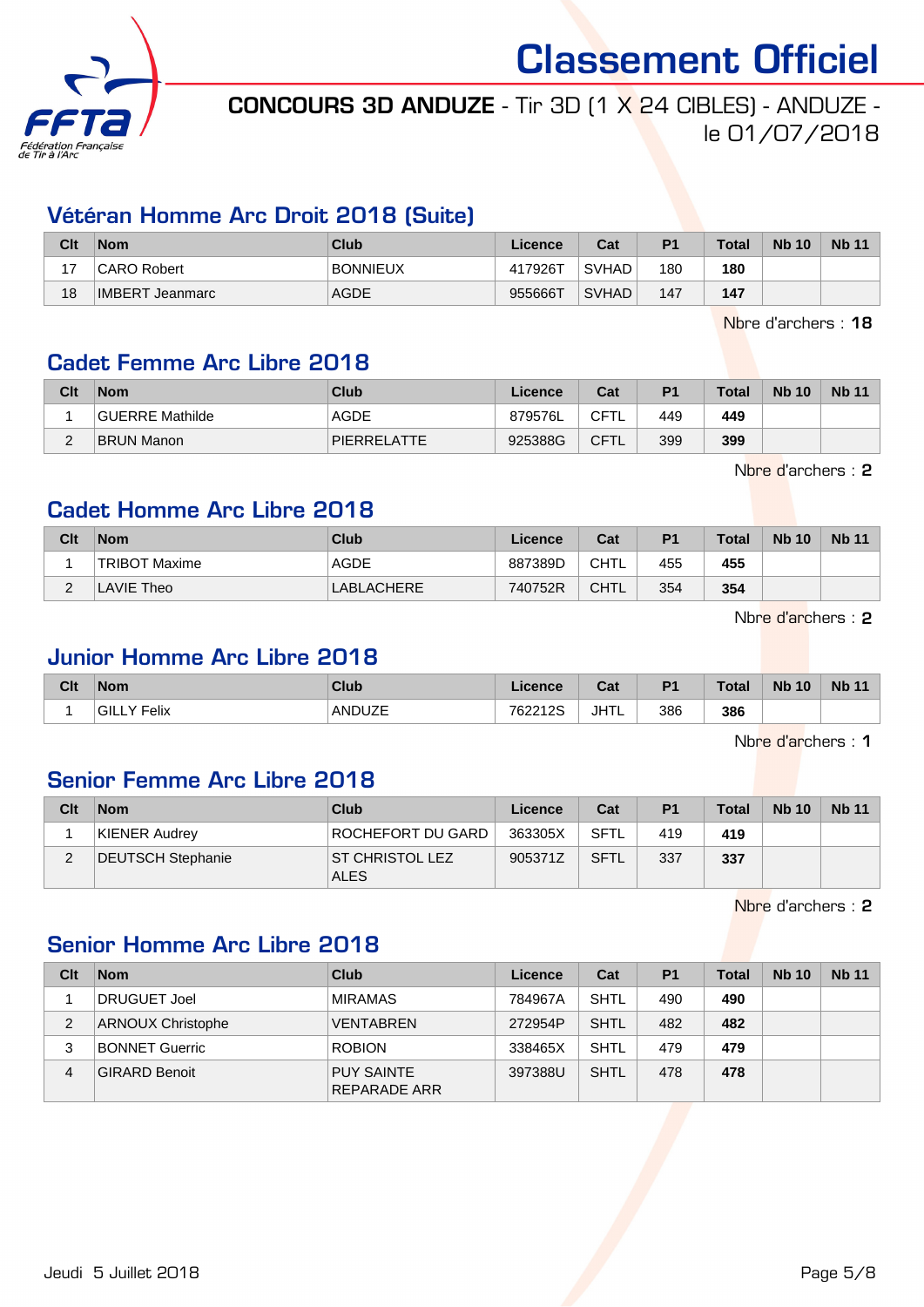## Vétéran Homme Arc Droit 2018 (Suite)

| Clt | Nom | Club | Licence | Cat | P1 | Total | Nb 10 | Nb 11 |
|---|---|---|---|---|---|---|---|---|
| 17 | CARO Robert | BONNIEUX | 417926T | SVHAD | 180 | **180** | | |
| 18 | IMBERT Jeanmarc | AGDE | 955666T | SVHAD | 147 | **147** | | |

Nbre d'archers : **18**

## Cadet Femme Arc Libre 2018

| Clt | Nom | Club | Licence | Cat | P1 | Total | Nb 10 | Nb 11 |
|---|---|---|---|---|---|---|---|---|
| 1 | GUERRE Mathilde | AGDE | 879576L | CFTL | 449 | **449** | | |
| 2 | BRUN Manon | PIERRELATTE | 925388G | CFTL | 399 | **399** | | |

Nbre d'archers : **2**

## Cadet Homme Arc Libre 2018

| Clt | Nom | Club | Licence | Cat | P1 | Total | Nb 10 | Nb 11 |
|---|---|---|---|---|---|---|---|---|
| 1 | TRIBOT Maxime | AGDE | 887389D | CHTL | 455 | **455** | | |
| 2 | LAVIE Theo | LABLACHERE | 740752R | CHTL | 354 | **354** | | |

Nbre d'archers : **2**

## Junior Homme Arc Libre 2018

| Clt | Nom | Club | Licence | Cat | P1 | Total | Nb 10 | Nb 11 |
|---|---|---|---|---|---|---|---|---|
| 1 | GILLY Felix | ANDUZE | 762212S | JHTL | 386 | **386** | | |

Nbre d'archers : **1**

## Senior Femme Arc Libre 2018

| Clt | Nom | Club | Licence | Cat | P1 | Total | Nb 10 | Nb 11 |
|---|---|---|---|---|---|---|---|---|
| 1 | KIENER Audrey | ROCHEFORT DU GARD | 363305X | SFTL | 419 | **419** | | |
| 2 | DEUTSCH Stephanie | ST CHRISTOL LEZ ALES | 905371Z | SFTL | 337 | **337** | | |

Nbre d'archers : **2**

## Senior Homme Arc Libre 2018

| Clt | Nom | Club | Licence | Cat | P1 | Total | Nb 10 | Nb 11 |
|---|---|---|---|---|---|---|---|---|
| 1 | DRUGUET Joel | MIRAMAS | 784967A | SHTL | 490 | **490** | | |
| 2 | ARNOUX Christophe | VENTABREN | 272954P | SHTL | 482 | **482** | | |
| 3 | BONNET Guerric | ROBION | 338465X | SHTL | 479 | **479** | | |
| 4 | GIRARD Benoit | PUY SAINTE REPARADE ARR | 397388U | SHTL | 478 | **478** | | |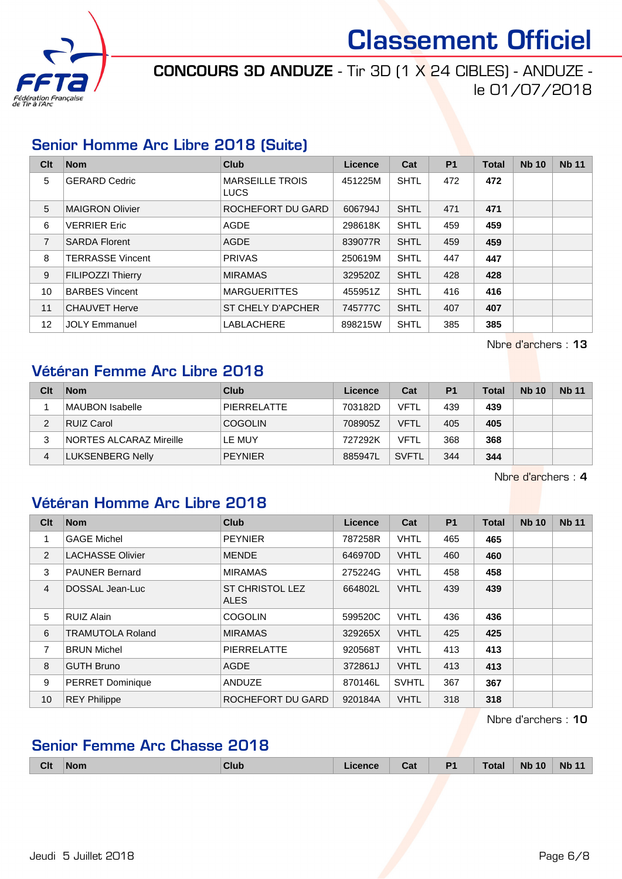# Classement Officiel

**CONCOURS 3D ANDUZE** - Tir 3D (1 X 24 CIBLES) - ANDUZE - le 01/07/2018

## Senior Homme Arc Libre 2018 (Suite)

| Clt | Nom | Club | Licence | Cat | P1 | Total | Nb 10 | Nb 11 |
|---|---|---|---|---|---|---|---|---|
| 5 | GERARD Cedric | MARSEILLE TROIS LUCS | 451225M | SHTL | 472 | **472** | | |
| 5 | MAIGRON Olivier | ROCHEFORT DU GARD | 606794J | SHTL | 471 | **471** | | |
| 6 | VERRIER Eric | AGDE | 298618K | SHTL | 459 | **459** | | |
| 7 | SARDA Florent | AGDE | 839077R | SHTL | 459 | **459** | | |
| 8 | TERRASSE Vincent | PRIVAS | 250619M | SHTL | 447 | **447** | | |
| 9 | FILIPOZZI Thierry | MIRAMAS | 329520Z | SHTL | 428 | **428** | | |
| 10 | BARBES Vincent | MARGUERITTES | 455951Z | SHTL | 416 | **416** | | |
| 11 | CHAUVET Herve | ST CHELY D'APCHER | 745777C | SHTL | 407 | **407** | | |
| 12 | JOLY Emmanuel | LABLACHERE | 898215W | SHTL | 385 | **385** | | |

Nbre d'archers : **13**

## Vétéran Femme Arc Libre 2018

| Clt | Nom | Club | Licence | Cat | P1 | Total | Nb 10 | Nb 11 |
|---|---|---|---|---|---|---|---|---|
| 1 | MAUBON Isabelle | PIERRELATTE | 703182D | VFTL | 439 | **439** | | |
| 2 | RUIZ Carol | COGOLIN | 708905Z | VFTL | 405 | **405** | | |
| 3 | NORTES ALCARAZ Mireille | LE MUY | 727292K | VFTL | 368 | **368** | | |
| 4 | LUKSENBERG Nelly | PEYNIER | 885947L | SVFTL | 344 | **344** | | |

Nbre d'archers : **4**

## Vétéran Homme Arc Libre 2018

| Clt | Nom | Club | Licence | Cat | P1 | Total | Nb 10 | Nb 11 |
|---|---|---|---|---|---|---|---|---|
| 1 | GAGE Michel | PEYNIER | 787258R | VHTL | 465 | **465** | | |
| 2 | LACHASSE Olivier | MENDE | 646970D | VHTL | 460 | **460** | | |
| 3 | PAUNER Bernard | MIRAMAS | 275224G | VHTL | 458 | **458** | | |
| 4 | DOSSAL Jean-Luc | ST CHRISTOL LEZ ALES | 664802L | VHTL | 439 | **439** | | |
| 5 | RUIZ Alain | COGOLIN | 599520C | VHTL | 436 | **436** | | |
| 6 | TRAMUTOLA Roland | MIRAMAS | 329265X | VHTL | 425 | **425** | | |
| 7 | BRUN Michel | PIERRELATTE | 920568T | VHTL | 413 | **413** | | |
| 8 | GUTH Bruno | AGDE | 372861J | VHTL | 413 | **413** | | |
| 9 | PERRET Dominique | ANDUZE | 870146L | SVHTL | 367 | **367** | | |
| 10 | REY Philippe | ROCHEFORT DU GARD | 920184A | VHTL | 318 | **318** | | |

Nbre d'archers : **10**

## Senior Femme Arc Chasse 2018

| Clt | Nom | Club | Licence | Cat | P1 | Total | Nb 10 | Nb 11 |
|---|---|---|---|---|---|---|---|---|

Jeudi 5 Juillet 2018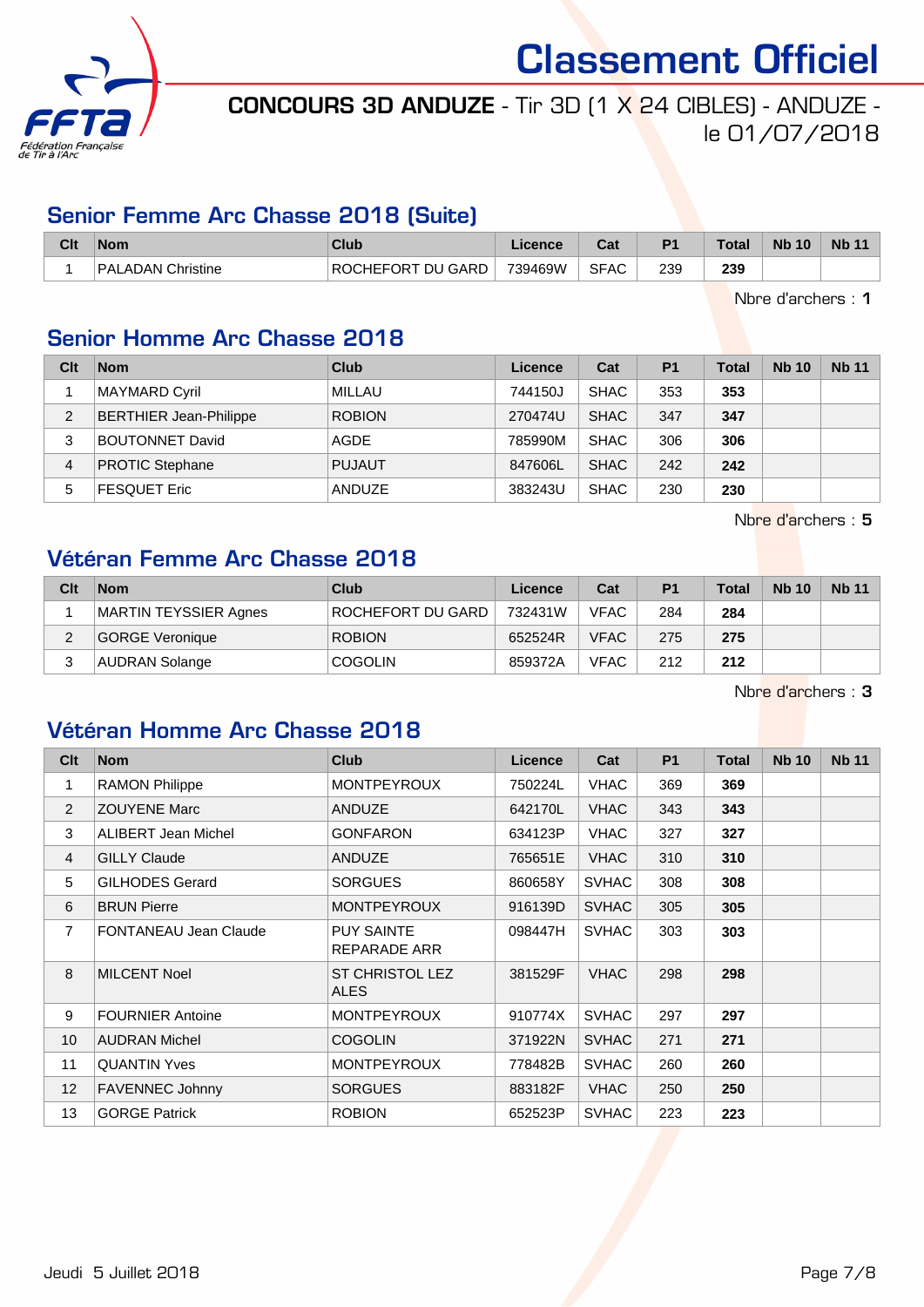# Classement Officiel

**CONCOURS 3D ANDUZE** - Tir 3D (1 X 24 CIBLES) - ANDUZE - le 01/07/2018

## Senior Femme Arc Chasse 2018 (Suite)

| Clt | Nom | Club | Licence | Cat | P1 | Total | Nb 10 | Nb 11 |
|---|---|---|---|---|---|---|---|---|
| 1 | PALADAN Christine | ROCHEFORT DU GARD | 739469W | SFAC | 239 | **239** | | |

Nbre d'archers : **1**

## Senior Homme Arc Chasse 2018

| Clt | Nom | Club | Licence | Cat | P1 | Total | Nb 10 | Nb 11 |
|---|---|---|---|---|---|---|---|---|
| 1 | MAYMARD Cyril | MILLAU | 744150J | SHAC | 353 | **353** | | |
| 2 | BERTHIER Jean-Philippe | ROBION | 270474U | SHAC | 347 | **347** | | |
| 3 | BOUTONNET David | AGDE | 785990M | SHAC | 306 | **306** | | |
| 4 | PROTIC Stephane | PUJAUT | 847606L | SHAC | 242 | **242** | | |
| 5 | FESQUET Eric | ANDUZE | 383243U | SHAC | 230 | **230** | | |

Nbre d'archers : **5**

## Vétéran Femme Arc Chasse 2018

| Clt | Nom | Club | Licence | Cat | P1 | Total | Nb 10 | Nb 11 |
|---|---|---|---|---|---|---|---|---|
| 1 | MARTIN TEYSSIER Agnes | ROCHEFORT DU GARD | 732431W | VFAC | 284 | **284** | | |
| 2 | GORGE Veronique | ROBION | 652524R | VFAC | 275 | **275** | | |
| 3 | AUDRAN Solange | COGOLIN | 859372A | VFAC | 212 | **212** | | |

Nbre d'archers : **3**

## Vétéran Homme Arc Chasse 2018

| Clt | Nom | Club | Licence | Cat | P1 | Total | Nb 10 | Nb 11 |
|---|---|---|---|---|---|---|---|---|
| 1 | RAMON Philippe | MONTPEYROUX | 750224L | VHAC | 369 | **369** | | |
| 2 | ZOUYENE Marc | ANDUZE | 642170L | VHAC | 343 | **343** | | |
| 3 | ALIBERT Jean Michel | GONFARON | 634123P | VHAC | 327 | **327** | | |
| 4 | GILLY Claude | ANDUZE | 765651E | VHAC | 310 | **310** | | |
| 5 | GILHODES Gerard | SORGUES | 860658Y | SVHAC | 308 | **308** | | |
| 6 | BRUN Pierre | MONTPEYROUX | 916139D | SVHAC | 305 | **305** | | |
| 7 | FONTANEAU Jean Claude | PUY SAINTE REPARADE ARR | 098447H | SVHAC | 303 | **303** | | |
| 8 | MILCENT Noel | ST CHRISTOL LEZ ALES | 381529F | VHAC | 298 | **298** | | |
| 9 | FOURNIER Antoine | MONTPEYROUX | 910774X | SVHAC | 297 | **297** | | |
| 10 | AUDRAN Michel | COGOLIN | 371922N | SVHAC | 271 | **271** | | |
| 11 | QUANTIN Yves | MONTPEYROUX | 778482B | SVHAC | 260 | **260** | | |
| 12 | FAVENNEC Johnny | SORGUES | 883182F | VHAC | 250 | **250** | | |
| 13 | GORGE Patrick | ROBION | 652523P | SVHAC | 223 | **223** | | |

Jeudi 5 Juillet 2018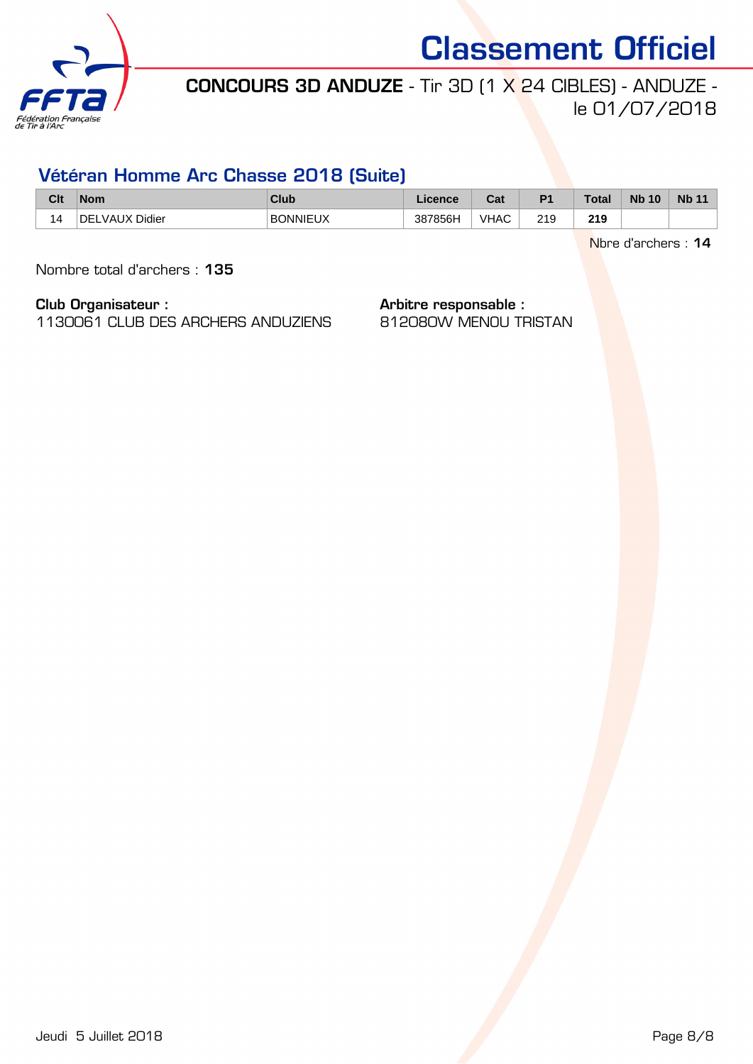# Classement Officiel

**CONCOURS 3D ANDUZE** - Tir 3D (1 X 24 CIBLES) - ANDUZE - le 01/07/2018

## Vétéran Homme Arc Chasse 2018 (Suite)

| Clt | Nom | Club | Licence | Cat | P1 | Total | Nb 10 | Nb 11 |
|---|---|---|---|---|---|---|---|---|
| 14 | DELVAUX Didier | BONNIEUX | 387856H | VHAC | 219 | **219** | | |

Nbre d'archers : **14**

Nombre total d'archers : **135**

**Club Organisateur :**
1130061 CLUB DES ARCHERS ANDUZIENS

**Arbitre responsable :**
812080W MENOU TRISTAN

Jeudi 5 Juillet 2018